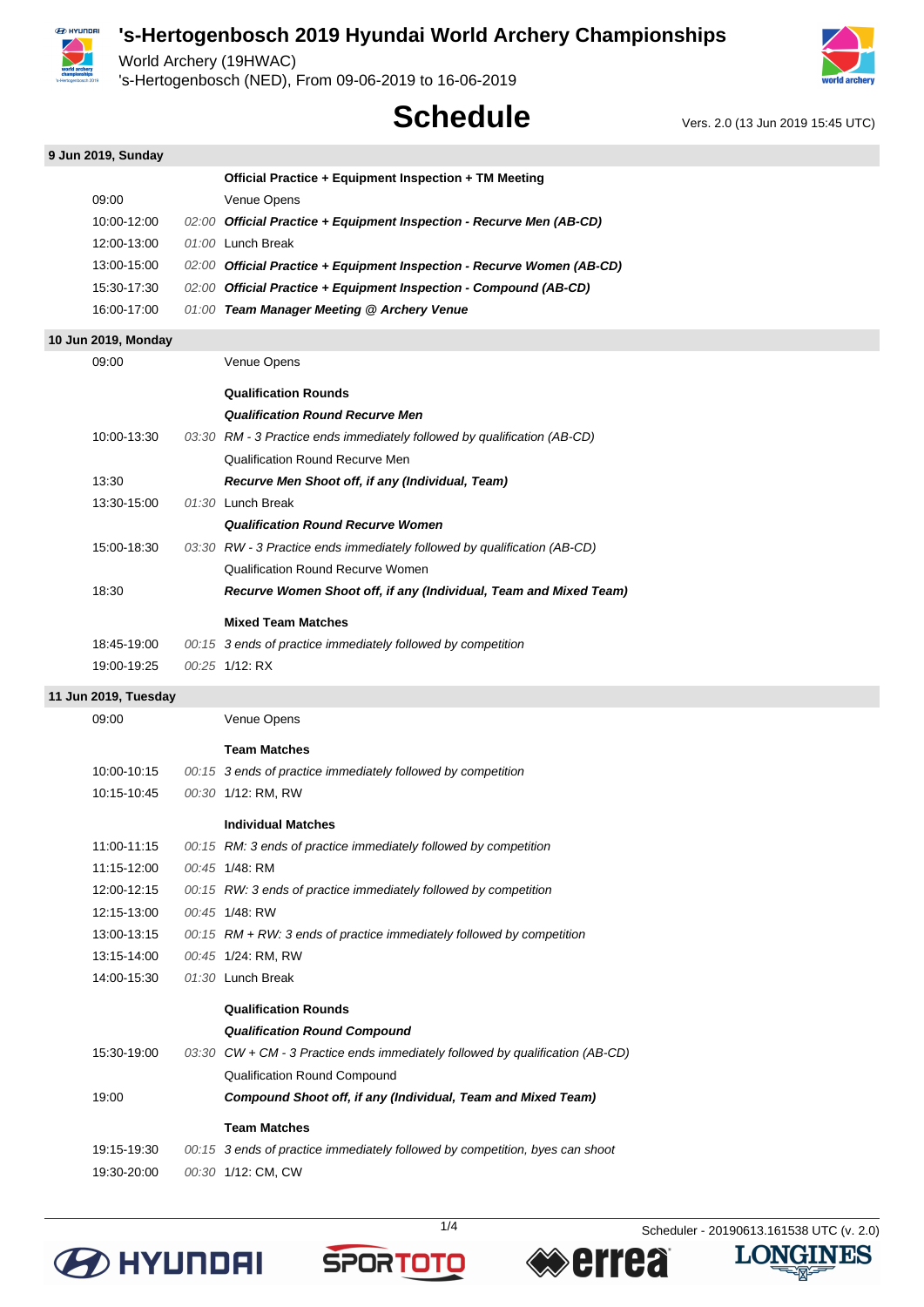# 's-Hertogenbosch 2019 Hyundai World Archery Championships

World Archery (19HWAC)
's-Hertogenbosch (NED), From 09-06-2019 to 16-06-2019

## Schedule

Vers. 2.0 (13 Jun 2019 15:45 UTC)

### 9 Jun 2019, Sunday

| Time | Duration | Event |
|---|---|---|
| | | **Official Practice + Equipment Inspection + TM Meeting** |
| 09:00 | | Venue Opens |
| 10:00-12:00 | *02:00* | ***Official Practice + Equipment Inspection - Recurve Men (AB-CD)*** |
| 12:00-13:00 | *01:00* | Lunch Break |
| 13:00-15:00 | *02:00* | ***Official Practice + Equipment Inspection - Recurve Women (AB-CD)*** |
| 15:30-17:30 | *02:00* | ***Official Practice + Equipment Inspection - Compound (AB-CD)*** |
| 16:00-17:00 | *01:00* | ***Team Manager Meeting @ Archery Venue*** |

### 10 Jun 2019, Monday

| Time | Duration | Event |
|---|---|---|
| 09:00 | | Venue Opens |
| | | **Qualification Rounds** |
| | | ***Qualification Round Recurve Men*** |
| 10:00-13:30 | *03:30* | *RM - 3 Practice ends immediately followed by qualification (AB-CD)* |
| | | Qualification Round Recurve Men |
| 13:30 | | ***Recurve Men Shoot off, if any (Individual, Team)*** |
| 13:30-15:00 | *01:30* | Lunch Break |
| | | ***Qualification Round Recurve Women*** |
| 15:00-18:30 | *03:30* | *RW - 3 Practice ends immediately followed by qualification (AB-CD)* |
| | | Qualification Round Recurve Women |
| 18:30 | | ***Recurve Women Shoot off, if any (Individual, Team and Mixed Team)*** |
| | | **Mixed Team Matches** |
| 18:45-19:00 | *00:15* | *3 ends of practice immediately followed by competition* |
| 19:00-19:25 | *00:25* | 1/12: RX |

### 11 Jun 2019, Tuesday

| Time | Duration | Event |
|---|---|---|
| 09:00 | | Venue Opens |
| | | **Team Matches** |
| 10:00-10:15 | *00:15* | *3 ends of practice immediately followed by competition* |
| 10:15-10:45 | *00:30* | 1/12: RM, RW |
| | | **Individual Matches** |
| 11:00-11:15 | *00:15* | *RM: 3 ends of practice immediately followed by competition* |
| 11:15-12:00 | *00:45* | 1/48: RM |
| 12:00-12:15 | *00:15* | *RW: 3 ends of practice immediately followed by competition* |
| 12:15-13:00 | *00:45* | 1/48: RW |
| 13:00-13:15 | *00:15* | *RM + RW: 3 ends of practice immediately followed by competition* |
| 13:15-14:00 | *00:45* | 1/24: RM, RW |
| 14:00-15:30 | *01:30* | Lunch Break |
| | | **Qualification Rounds** |
| | | ***Qualification Round Compound*** |
| 15:30-19:00 | *03:30* | *CW + CM - 3 Practice ends immediately followed by qualification (AB-CD)* |
| | | Qualification Round Compound |
| 19:00 | | ***Compound Shoot off, if any (Individual, Team and Mixed Team)*** |
| | | **Team Matches** |
| 19:15-19:30 | *00:15* | *3 ends of practice immediately followed by competition, byes can shoot* |
| 19:30-20:00 | *00:30* | 1/12: CM, CW |

Scheduler - 20190613.161538 UTC (v. 2.0)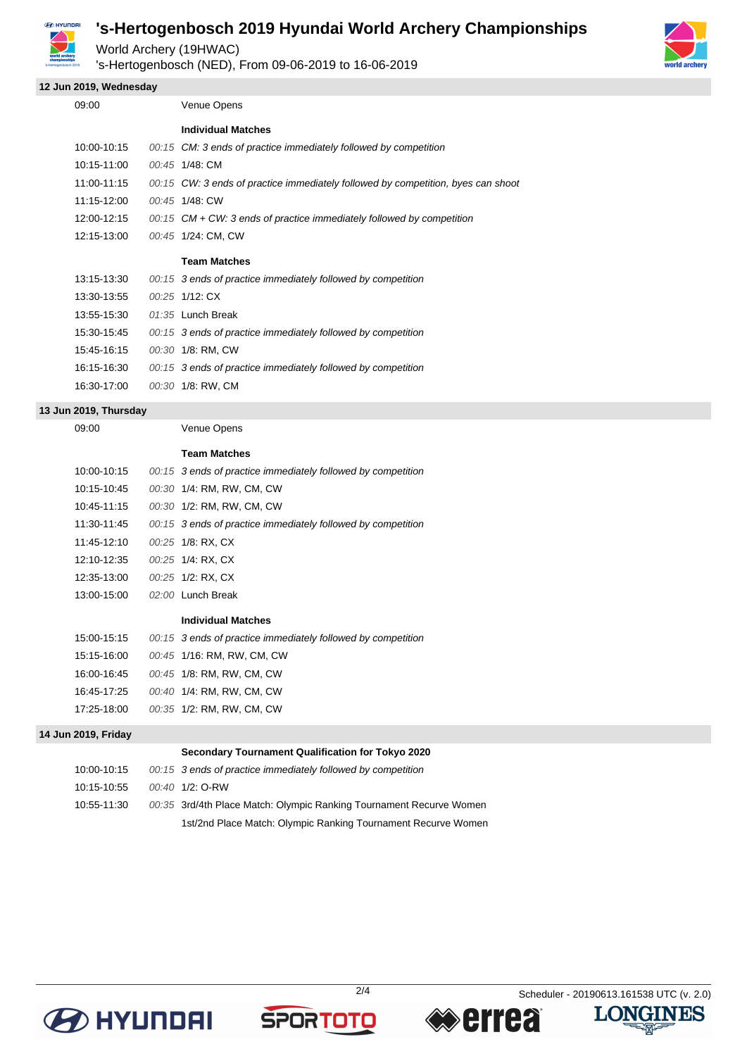# 's-Hertogenbosch 2019 Hyundai World Archery Championships

World Archery (19HWAC)

's-Hertogenbosch (NED), From 09-06-2019 to 16-06-2019

## 12 Jun 2019, Wednesday

| | | |
|---|---|---|
| 09:00 | | Venue Opens |
| | | **Individual Matches** |
| 10:00-10:15 | *00:15* | *CM: 3 ends of practice immediately followed by competition* |
| 10:15-11:00 | *00:45* | 1/48: CM |
| 11:00-11:15 | *00:15* | *CW: 3 ends of practice immediately followed by competition, byes can shoot* |
| 11:15-12:00 | *00:45* | 1/48: CW |
| 12:00-12:15 | *00:15* | *CM + CW: 3 ends of practice immediately followed by competition* |
| 12:15-13:00 | *00:45* | 1/24: CM, CW |
| | | **Team Matches** |
| 13:15-13:30 | *00:15* | *3 ends of practice immediately followed by competition* |
| 13:30-13:55 | *00:25* | 1/12: CX |
| 13:55-15:30 | *01:35* | Lunch Break |
| 15:30-15:45 | *00:15* | *3 ends of practice immediately followed by competition* |
| 15:45-16:15 | *00:30* | 1/8: RM, CW |
| 16:15-16:30 | *00:15* | *3 ends of practice immediately followed by competition* |
| 16:30-17:00 | *00:30* | 1/8: RW, CM |

## 13 Jun 2019, Thursday

| | | |
|---|---|---|
| 09:00 | | Venue Opens |
| | | **Team Matches** |
| 10:00-10:15 | *00:15* | *3 ends of practice immediately followed by competition* |
| 10:15-10:45 | *00:30* | 1/4: RM, RW, CM, CW |
| 10:45-11:15 | *00:30* | 1/2: RM, RW, CM, CW |
| 11:30-11:45 | *00:15* | *3 ends of practice immediately followed by competition* |
| 11:45-12:10 | *00:25* | 1/8: RX, CX |
| 12:10-12:35 | *00:25* | 1/4: RX, CX |
| 12:35-13:00 | *00:25* | 1/2: RX, CX |
| 13:00-15:00 | *02:00* | Lunch Break |
| | | **Individual Matches** |
| 15:00-15:15 | *00:15* | *3 ends of practice immediately followed by competition* |
| 15:15-16:00 | *00:45* | 1/16: RM, RW, CM, CW |
| 16:00-16:45 | *00:45* | 1/8: RM, RW, CM, CW |
| 16:45-17:25 | *00:40* | 1/4: RM, RW, CM, CW |
| 17:25-18:00 | *00:35* | 1/2: RM, RW, CM, CW |

## 14 Jun 2019, Friday

| | | |
|---|---|---|
| | | **Secondary Tournament Qualification for Tokyo 2020** |
| 10:00-10:15 | *00:15* | *3 ends of practice immediately followed by competition* |
| 10:15-10:55 | *00:40* | 1/2: O-RW |
| 10:55-11:30 | *00:35* | 3rd/4th Place Match: Olympic Ranking Tournament Recurve Women |
| | | 1st/2nd Place Match: Olympic Ranking Tournament Recurve Women |

Scheduler - 20190613.161538 UTC (v. 2.0)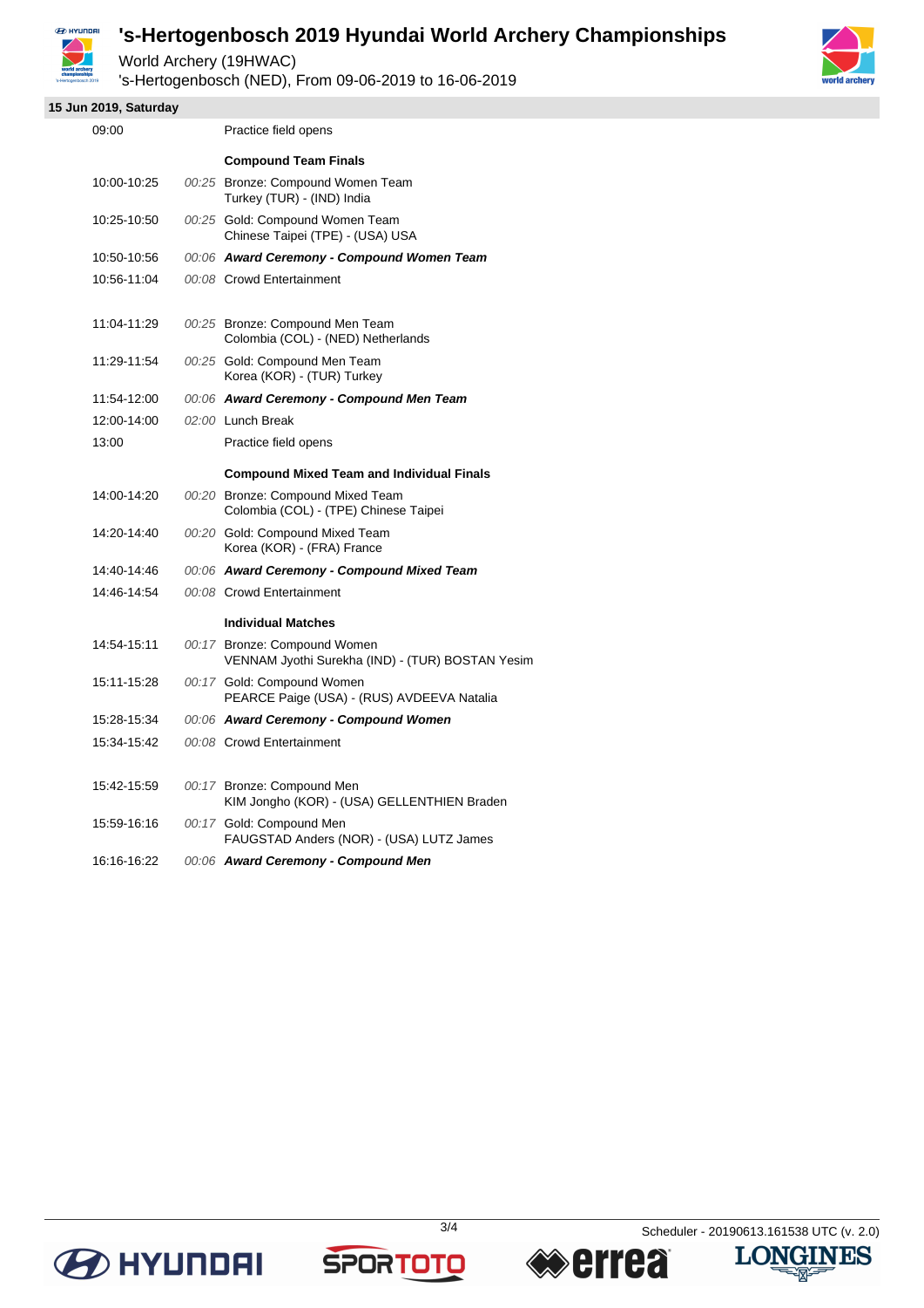# 's-Hertogenbosch 2019 Hyundai World Archery Championships

World Archery (19HWAC)

's-Hertogenbosch (NED), From 09-06-2019 to 16-06-2019

## 15 Jun 2019, Saturday

| Time | Duration | Event |
|---|---|---|
| 09:00 | | Practice field opens |
| | | **Compound Team Finals** |
| 10:00-10:25 | *00:25* | Bronze: Compound Women Team<br>Turkey (TUR) - (IND) India |
| 10:25-10:50 | *00:25* | Gold: Compound Women Team<br>Chinese Taipei (TPE) - (USA) USA |
| 10:50-10:56 | *00:06* | ***Award Ceremony - Compound Women Team*** |
| 10:56-11:04 | *00:08* | Crowd Entertainment |
| 11:04-11:29 | *00:25* | Bronze: Compound Men Team<br>Colombia (COL) - (NED) Netherlands |
| 11:29-11:54 | *00:25* | Gold: Compound Men Team<br>Korea (KOR) - (TUR) Turkey |
| 11:54-12:00 | *00:06* | ***Award Ceremony - Compound Men Team*** |
| 12:00-14:00 | *02:00* | Lunch Break |
| 13:00 | | Practice field opens |
| | | **Compound Mixed Team and Individual Finals** |
| 14:00-14:20 | *00:20* | Bronze: Compound Mixed Team<br>Colombia (COL) - (TPE) Chinese Taipei |
| 14:20-14:40 | *00:20* | Gold: Compound Mixed Team<br>Korea (KOR) - (FRA) France |
| 14:40-14:46 | *00:06* | ***Award Ceremony - Compound Mixed Team*** |
| 14:46-14:54 | *00:08* | Crowd Entertainment |
| | | **Individual Matches** |
| 14:54-15:11 | *00:17* | Bronze: Compound Women<br>VENNAM Jyothi Surekha (IND) - (TUR) BOSTAN Yesim |
| 15:11-15:28 | *00:17* | Gold: Compound Women<br>PEARCE Paige (USA) - (RUS) AVDEEVA Natalia |
| 15:28-15:34 | *00:06* | ***Award Ceremony - Compound Women*** |
| 15:34-15:42 | *00:08* | Crowd Entertainment |
| 15:42-15:59 | *00:17* | Bronze: Compound Men<br>KIM Jongho (KOR) - (USA) GELLENTHIEN Braden |
| 15:59-16:16 | *00:17* | Gold: Compound Men<br>FAUGSTAD Anders (NOR) - (USA) LUTZ James |
| 16:16-16:22 | *00:06* | ***Award Ceremony - Compound Men*** |

Scheduler - 20190613.161538 UTC (v. 2.0)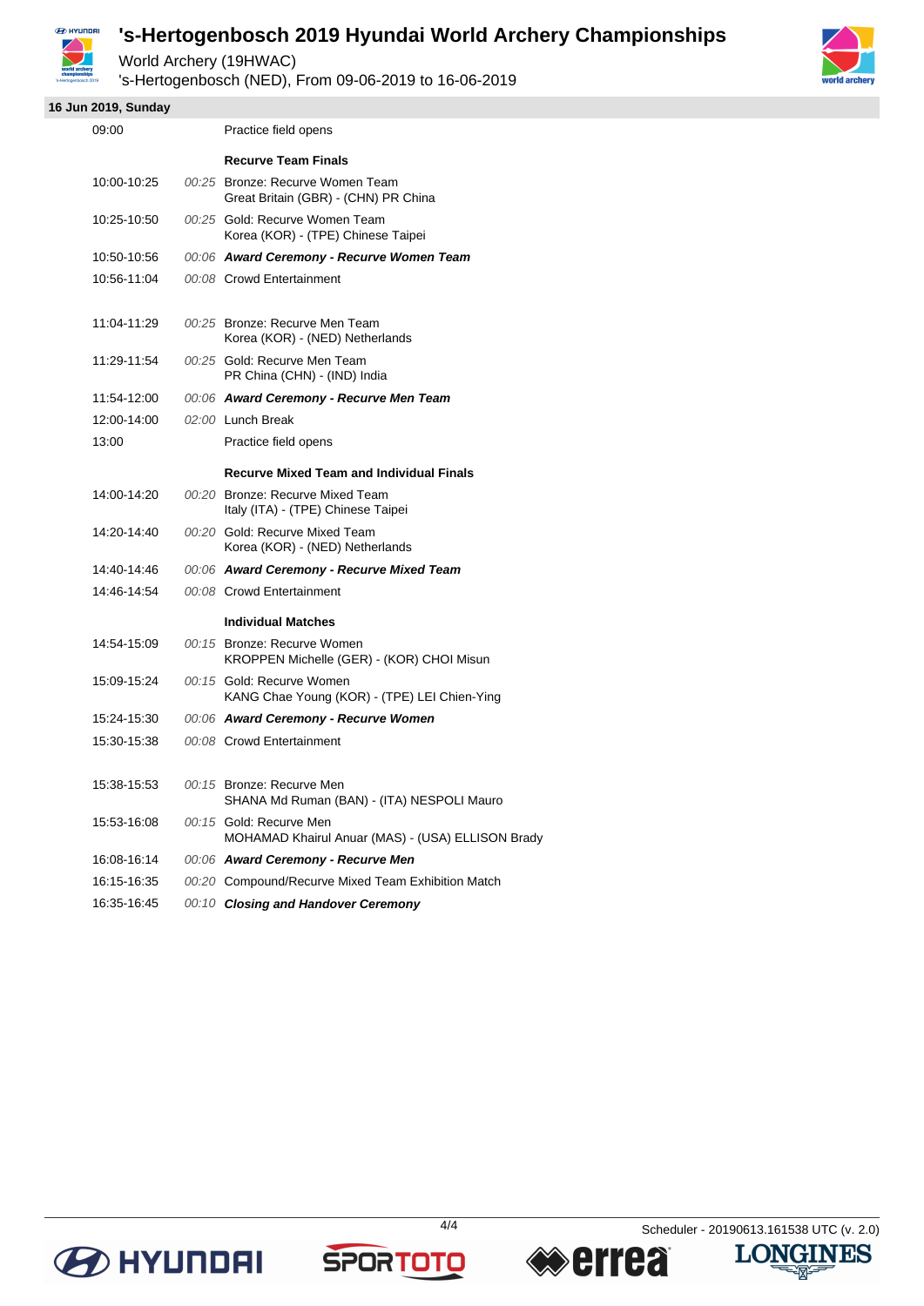# 's-Hertogenbosch 2019 Hyundai World Archery Championships

World Archery (19HWAC)
's-Hertogenbosch (NED), From 09-06-2019 to 16-06-2019

**16 Jun 2019, Sunday**

| | | |
|---|---|---|
| 09:00 | | Practice field opens |
| | | **Recurve Team Finals** |
| 10:00-10:25 | *00:25* | Bronze: Recurve Women Team<br>Great Britain (GBR) - (CHN) PR China |
| 10:25-10:50 | *00:25* | Gold: Recurve Women Team<br>Korea (KOR) - (TPE) Chinese Taipei |
| 10:50-10:56 | *00:06* | ***Award Ceremony - Recurve Women Team*** |
| 10:56-11:04 | *00:08* | Crowd Entertainment |
| 11:04-11:29 | *00:25* | Bronze: Recurve Men Team<br>Korea (KOR) - (NED) Netherlands |
| 11:29-11:54 | *00:25* | Gold: Recurve Men Team<br>PR China (CHN) - (IND) India |
| 11:54-12:00 | *00:06* | ***Award Ceremony - Recurve Men Team*** |
| 12:00-14:00 | *02:00* | Lunch Break |
| 13:00 | | Practice field opens |
| | | **Recurve Mixed Team and Individual Finals** |
| 14:00-14:20 | *00:20* | Bronze: Recurve Mixed Team<br>Italy (ITA) - (TPE) Chinese Taipei |
| 14:20-14:40 | *00:20* | Gold: Recurve Mixed Team<br>Korea (KOR) - (NED) Netherlands |
| 14:40-14:46 | *00:06* | ***Award Ceremony - Recurve Mixed Team*** |
| 14:46-14:54 | *00:08* | Crowd Entertainment |
| | | **Individual Matches** |
| 14:54-15:09 | *00:15* | Bronze: Recurve Women<br>KROPPEN Michelle (GER) - (KOR) CHOI Misun |
| 15:09-15:24 | *00:15* | Gold: Recurve Women<br>KANG Chae Young (KOR) - (TPE) LEI Chien-Ying |
| 15:24-15:30 | *00:06* | ***Award Ceremony - Recurve Women*** |
| 15:30-15:38 | *00:08* | Crowd Entertainment |
| 15:38-15:53 | *00:15* | Bronze: Recurve Men<br>SHANA Md Ruman (BAN) - (ITA) NESPOLI Mauro |
| 15:53-16:08 | *00:15* | Gold: Recurve Men<br>MOHAMAD Khairul Anuar (MAS) - (USA) ELLISON Brady |
| 16:08-16:14 | *00:06* | ***Award Ceremony - Recurve Men*** |
| 16:15-16:35 | *00:20* | Compound/Recurve Mixed Team Exhibition Match |
| 16:35-16:45 | *00:10* | ***Closing and Handover Ceremony*** |

Scheduler - 20190613.161538 UTC (v. 2.0)